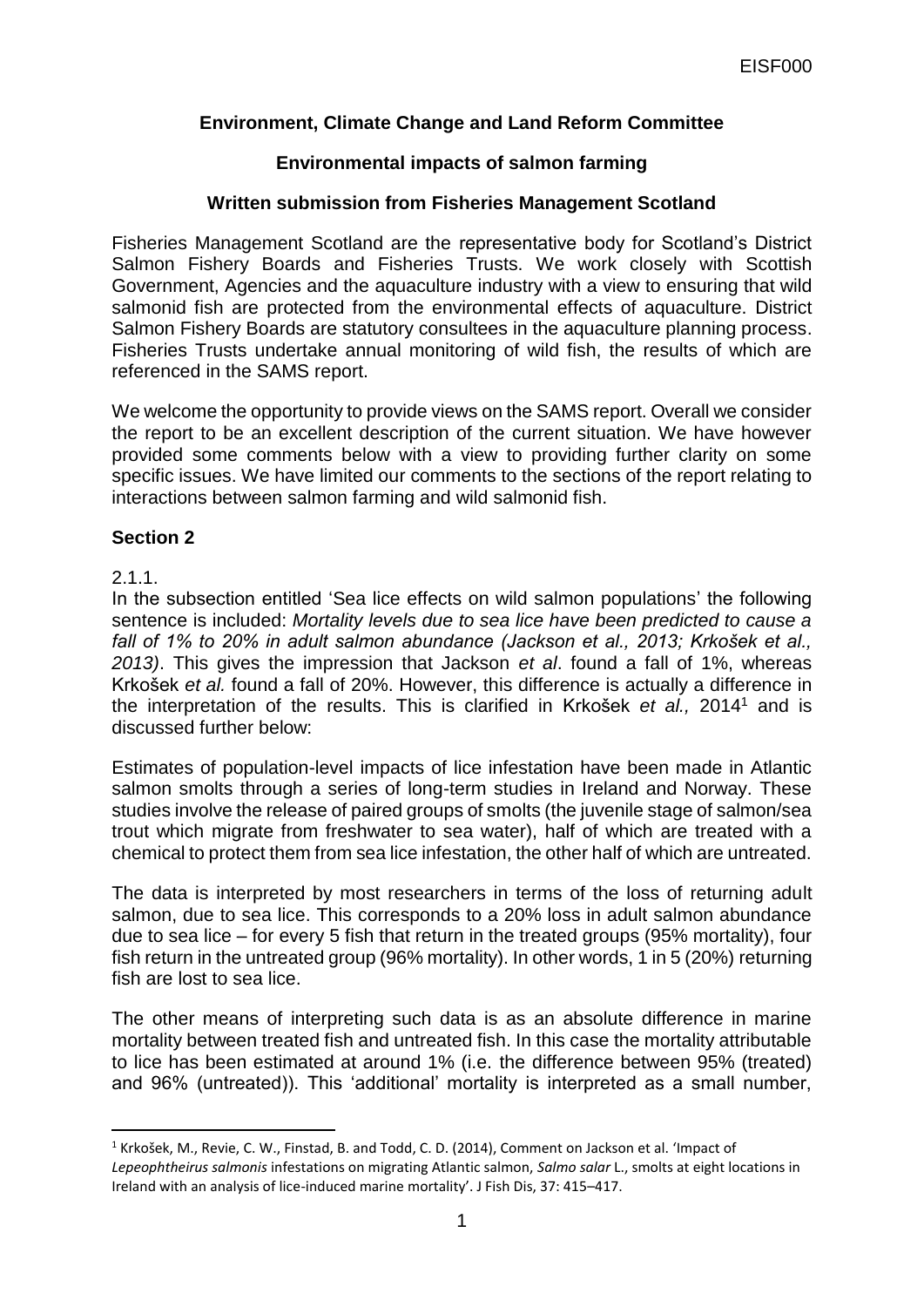**Environment, Climate Change and Land Reform Committee**

**Environmental impacts of salmon farming**

**Written submission from Fisheries Management Scotland**

Fisheries Management Scotland are the representative body for Scotland's District Salmon Fishery Boards and Fisheries Trusts. We work closely with Scottish Government, Agencies and the aquaculture industry with a view to ensuring that wild salmonid fish are protected from the environmental effects of aquaculture. District Salmon Fishery Boards are statutory consultees in the aquaculture planning process. Fisheries Trusts undertake annual monitoring of wild fish, the results of which are referenced in the SAMS report.

We welcome the opportunity to provide views on the SAMS report. Overall we consider the report to be an excellent description of the current situation. We have however provided some comments below with a view to providing further clarity on some specific issues. We have limited our comments to the sections of the report relating to interactions between salmon farming and wild salmonid fish.

## Section 2

2.1.1.

In the subsection entitled 'Sea lice effects on wild salmon populations' the following sentence is included: *Mortality levels due to sea lice have been predicted to cause a fall of 1% to 20% in adult salmon abundance (Jackson et al., 2013; Krkošek et al., 2013)*. This gives the impression that Jackson *et al*. found a fall of 1%, whereas Krkošek *et al.* found a fall of 20%. However, this difference is actually a difference in the interpretation of the results. This is clarified in Krkošek *et al.,* 2014[1] and is discussed further below:

Estimates of population-level impacts of lice infestation have been made in Atlantic salmon smolts through a series of long-term studies in Ireland and Norway. These studies involve the release of paired groups of smolts (the juvenile stage of salmon/sea trout which migrate from freshwater to sea water), half of which are treated with a chemical to protect them from sea lice infestation, the other half of which are untreated.

The data is interpreted by most researchers in terms of the loss of returning adult salmon, due to sea lice. This corresponds to a 20% loss in adult salmon abundance due to sea lice – for every 5 fish that return in the treated groups (95% mortality), four fish return in the untreated group (96% mortality). In other words, 1 in 5 (20%) returning fish are lost to sea lice.

The other means of interpreting such data is as an absolute difference in marine mortality between treated fish and untreated fish. In this case the mortality attributable to lice has been estimated at around 1% (i.e. the difference between 95% (treated) and 96% (untreated)). This 'additional' mortality is interpreted as a small number,

[1] Krkošek, M., Revie, C. W., Finstad, B. and Todd, C. D. (2014), Comment on Jackson et al. 'Impact of *Lepeophtheirus salmonis* infestations on migrating Atlantic salmon, *Salmo salar* L., smolts at eight locations in Ireland with an analysis of lice-induced marine mortality'. J Fish Dis, 37: 415–417.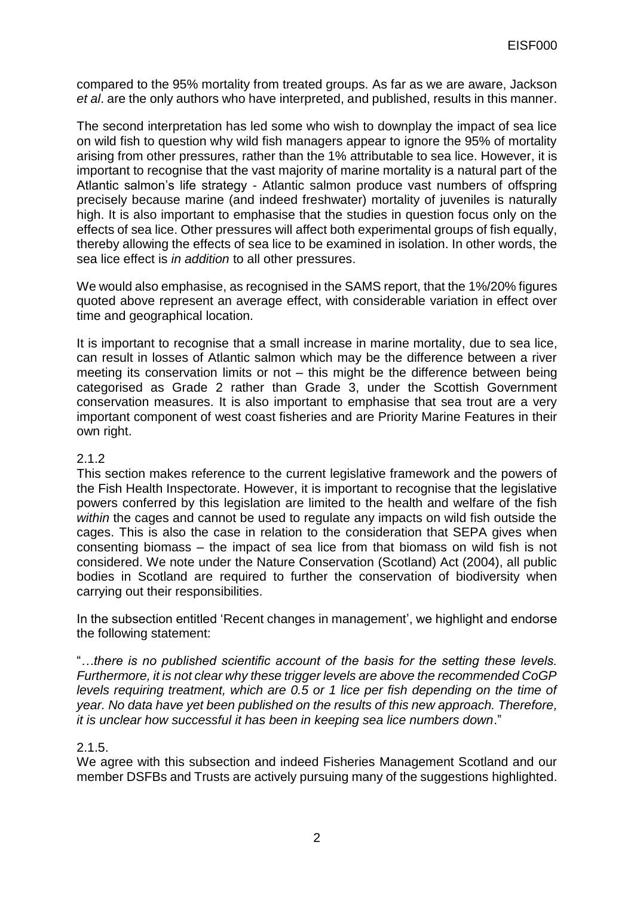compared to the 95% mortality from treated groups. As far as we are aware, Jackson *et al*. are the only authors who have interpreted, and published, results in this manner.

The second interpretation has led some who wish to downplay the impact of sea lice on wild fish to question why wild fish managers appear to ignore the 95% of mortality arising from other pressures, rather than the 1% attributable to sea lice. However, it is important to recognise that the vast majority of marine mortality is a natural part of the Atlantic salmon's life strategy - Atlantic salmon produce vast numbers of offspring precisely because marine (and indeed freshwater) mortality of juveniles is naturally high. It is also important to emphasise that the studies in question focus only on the effects of sea lice. Other pressures will affect both experimental groups of fish equally, thereby allowing the effects of sea lice to be examined in isolation. In other words, the sea lice effect is *in addition* to all other pressures.

We would also emphasise, as recognised in the SAMS report, that the 1%/20% figures quoted above represent an average effect, with considerable variation in effect over time and geographical location.

It is important to recognise that a small increase in marine mortality, due to sea lice, can result in losses of Atlantic salmon which may be the difference between a river meeting its conservation limits or not – this might be the difference between being categorised as Grade 2 rather than Grade 3, under the Scottish Government conservation measures. It is also important to emphasise that sea trout are a very important component of west coast fisheries and are Priority Marine Features in their own right.

2.1.2

This section makes reference to the current legislative framework and the powers of the Fish Health Inspectorate. However, it is important to recognise that the legislative powers conferred by this legislation are limited to the health and welfare of the fish *within* the cages and cannot be used to regulate any impacts on wild fish outside the cages. This is also the case in relation to the consideration that SEPA gives when consenting biomass – the impact of sea lice from that biomass on wild fish is not considered. We note under the Nature Conservation (Scotland) Act (2004), all public bodies in Scotland are required to further the conservation of biodiversity when carrying out their responsibilities.

In the subsection entitled 'Recent changes in management', we highlight and endorse the following statement:

"*…there is no published scientific account of the basis for the setting these levels. Furthermore, it is not clear why these trigger levels are above the recommended CoGP levels requiring treatment, which are 0.5 or 1 lice per fish depending on the time of year. No data have yet been published on the results of this new approach. Therefore, it is unclear how successful it has been in keeping sea lice numbers down*."

2.1.5.

We agree with this subsection and indeed Fisheries Management Scotland and our member DSFBs and Trusts are actively pursuing many of the suggestions highlighted.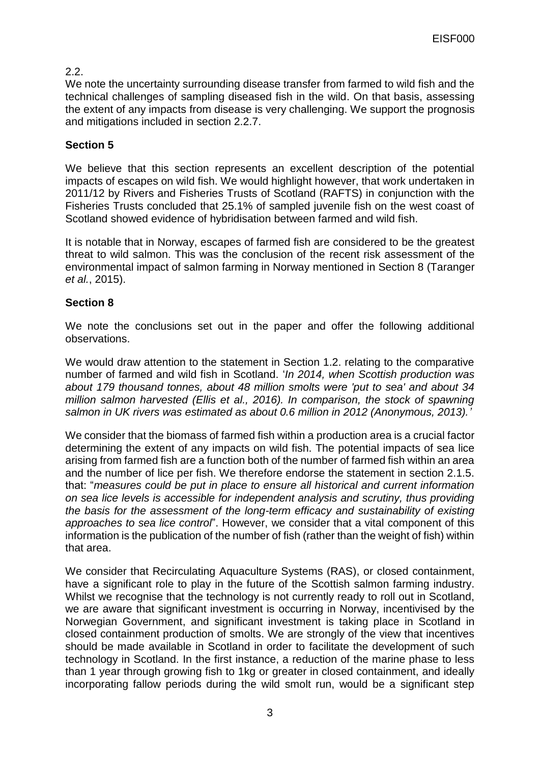2.2.
We note the uncertainty surrounding disease transfer from farmed to wild fish and the technical challenges of sampling diseased fish in the wild. On that basis, assessing the extent of any impacts from disease is very challenging. We support the prognosis and mitigations included in section 2.2.7.

## Section 5

We believe that this section represents an excellent description of the potential impacts of escapes on wild fish. We would highlight however, that work undertaken in 2011/12 by Rivers and Fisheries Trusts of Scotland (RAFTS) in conjunction with the Fisheries Trusts concluded that 25.1% of sampled juvenile fish on the west coast of Scotland showed evidence of hybridisation between farmed and wild fish.

It is notable that in Norway, escapes of farmed fish are considered to be the greatest threat to wild salmon. This was the conclusion of the recent risk assessment of the environmental impact of salmon farming in Norway mentioned in Section 8 (Taranger *et al.*, 2015).

## Section 8

We note the conclusions set out in the paper and offer the following additional observations.

We would draw attention to the statement in Section 1.2. relating to the comparative number of farmed and wild fish in Scotland. '*In 2014, when Scottish production was about 179 thousand tonnes, about 48 million smolts were 'put to sea' and about 34 million salmon harvested (Ellis et al., 2016). In comparison, the stock of spawning salmon in UK rivers was estimated as about 0.6 million in 2012 (Anonymous, 2013).*'

We consider that the biomass of farmed fish within a production area is a crucial factor determining the extent of any impacts on wild fish. The potential impacts of sea lice arising from farmed fish are a function both of the number of farmed fish within an area and the number of lice per fish. We therefore endorse the statement in section 2.1.5. that: "*measures could be put in place to ensure all historical and current information on sea lice levels is accessible for independent analysis and scrutiny, thus providing the basis for the assessment of the long-term efficacy and sustainability of existing approaches to sea lice control*". However, we consider that a vital component of this information is the publication of the number of fish (rather than the weight of fish) within that area.

We consider that Recirculating Aquaculture Systems (RAS), or closed containment, have a significant role to play in the future of the Scottish salmon farming industry. Whilst we recognise that the technology is not currently ready to roll out in Scotland, we are aware that significant investment is occurring in Norway, incentivised by the Norwegian Government, and significant investment is taking place in Scotland in closed containment production of smolts. We are strongly of the view that incentives should be made available in Scotland in order to facilitate the development of such technology in Scotland. In the first instance, a reduction of the marine phase to less than 1 year through growing fish to 1kg or greater in closed containment, and ideally incorporating fallow periods during the wild smolt run, would be a significant step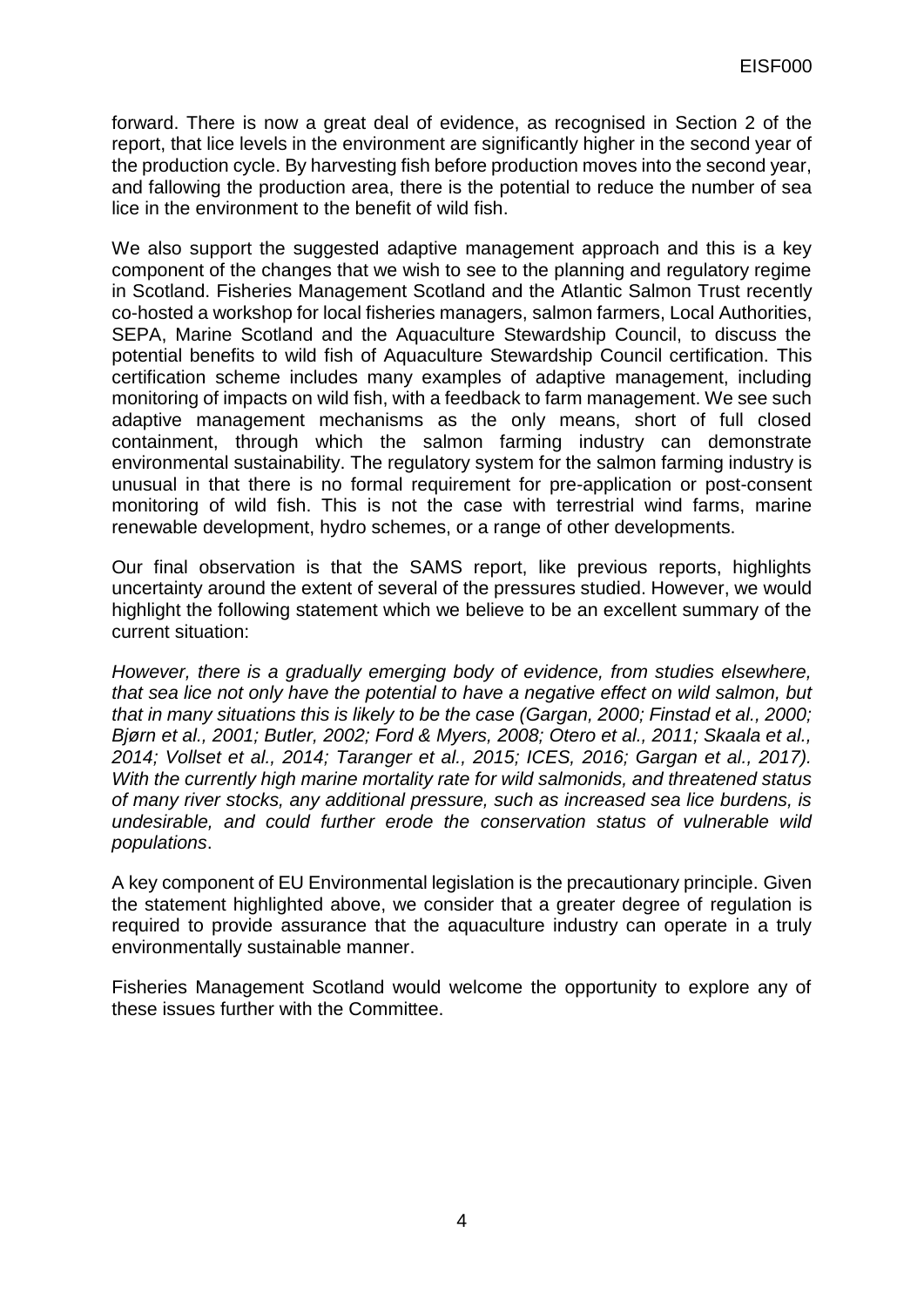forward. There is now a great deal of evidence, as recognised in Section 2 of the report, that lice levels in the environment are significantly higher in the second year of the production cycle. By harvesting fish before production moves into the second year, and fallowing the production area, there is the potential to reduce the number of sea lice in the environment to the benefit of wild fish.

We also support the suggested adaptive management approach and this is a key component of the changes that we wish to see to the planning and regulatory regime in Scotland. Fisheries Management Scotland and the Atlantic Salmon Trust recently co-hosted a workshop for local fisheries managers, salmon farmers, Local Authorities, SEPA, Marine Scotland and the Aquaculture Stewardship Council, to discuss the potential benefits to wild fish of Aquaculture Stewardship Council certification. This certification scheme includes many examples of adaptive management, including monitoring of impacts on wild fish, with a feedback to farm management. We see such adaptive management mechanisms as the only means, short of full closed containment, through which the salmon farming industry can demonstrate environmental sustainability. The regulatory system for the salmon farming industry is unusual in that there is no formal requirement for pre-application or post-consent monitoring of wild fish. This is not the case with terrestrial wind farms, marine renewable development, hydro schemes, or a range of other developments.

Our final observation is that the SAMS report, like previous reports, highlights uncertainty around the extent of several of the pressures studied. However, we would highlight the following statement which we believe to be an excellent summary of the current situation:

*However, there is a gradually emerging body of evidence, from studies elsewhere, that sea lice not only have the potential to have a negative effect on wild salmon, but that in many situations this is likely to be the case (Gargan, 2000; Finstad et al., 2000; Bjørn et al., 2001; Butler, 2002; Ford & Myers, 2008; Otero et al., 2011; Skaala et al., 2014; Vollset et al., 2014; Taranger et al., 2015; ICES, 2016; Gargan et al., 2017). With the currently high marine mortality rate for wild salmonids, and threatened status of many river stocks, any additional pressure, such as increased sea lice burdens, is undesirable, and could further erode the conservation status of vulnerable wild populations*.

A key component of EU Environmental legislation is the precautionary principle. Given the statement highlighted above, we consider that a greater degree of regulation is required to provide assurance that the aquaculture industry can operate in a truly environmentally sustainable manner.

Fisheries Management Scotland would welcome the opportunity to explore any of these issues further with the Committee.